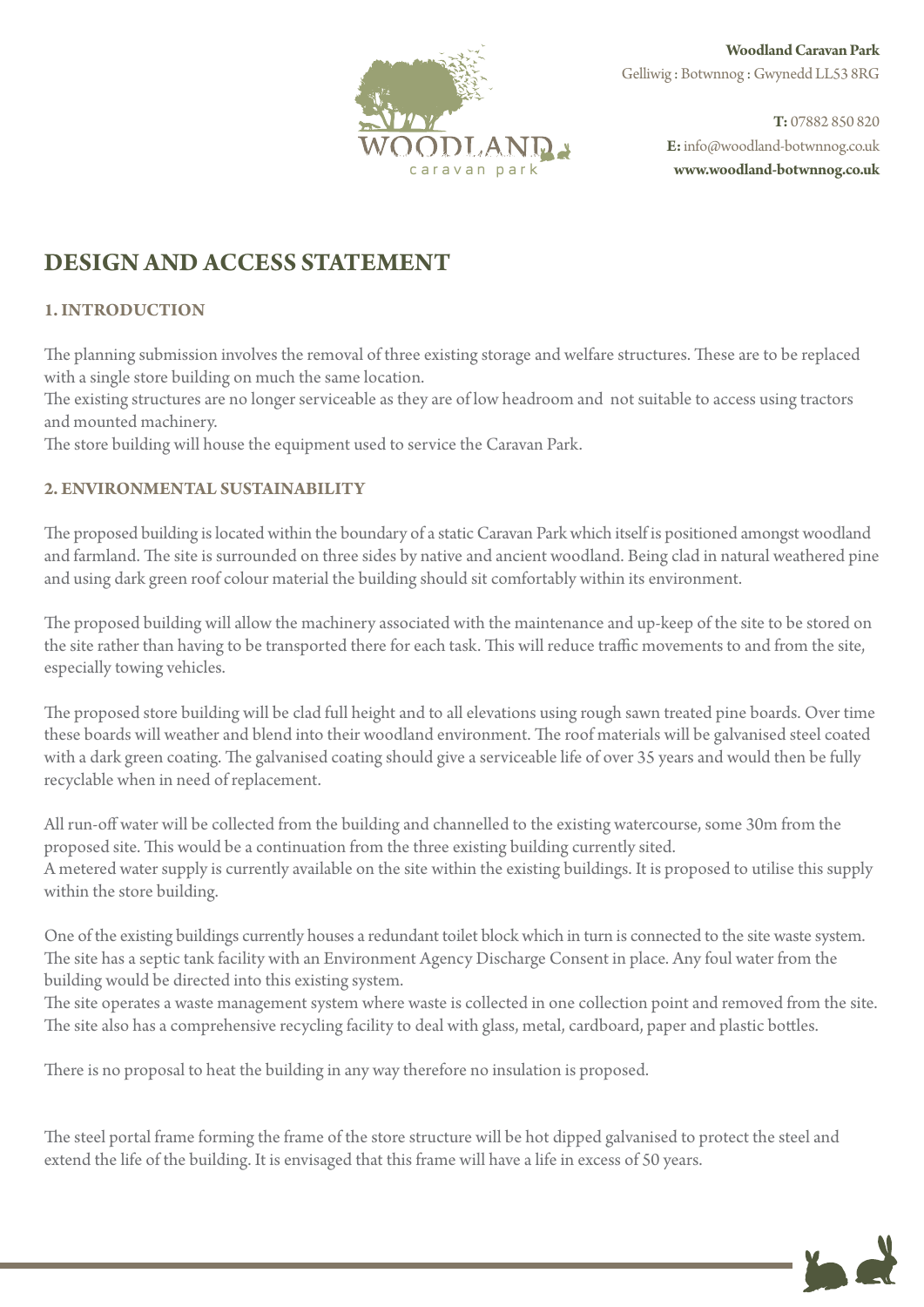**Woodland Caravan Park**
Gelliwig : Botwnnog : Gwynedd LL53 8RG

**T:** 07882 850 820
**E:** info@woodland-botwnnog.co.uk
**www.woodland-botwnnog.co.uk**

# DESIGN AND ACCESS STATEMENT

## 1. INTRODUCTION

The planning submission involves the removal of three existing storage and welfare structures. These are to be replaced with a single store building on much the same location.
The existing structures are no longer serviceable as they are of low headroom and not suitable to access using tractors and mounted machinery.
The store building will house the equipment used to service the Caravan Park.

## 2. ENVIRONMENTAL SUSTAINABILITY

The proposed building is located within the boundary of a static Caravan Park which itself is positioned amongst woodland and farmland. The site is surrounded on three sides by native and ancient woodland. Being clad in natural weathered pine and using dark green roof colour material the building should sit comfortably within its environment.

The proposed building will allow the machinery associated with the maintenance and up-keep of the site to be stored on the site rather than having to be transported there for each task. This will reduce traffic movements to and from the site, especially towing vehicles.

The proposed store building will be clad full height and to all elevations using rough sawn treated pine boards. Over time these boards will weather and blend into their woodland environment. The roof materials will be galvanised steel coated with a dark green coating. The galvanised coating should give a serviceable life of over 35 years and would then be fully recyclable when in need of replacement.

All run-off water will be collected from the building and channelled to the existing watercourse, some 30m from the proposed site. This would be a continuation from the three existing building currently sited.
A metered water supply is currently available on the site within the existing buildings. It is proposed to utilise this supply within the store building.

One of the existing buildings currently houses a redundant toilet block which in turn is connected to the site waste system. The site has a septic tank facility with an Environment Agency Discharge Consent in place. Any foul water from the building would be directed into this existing system.
The site operates a waste management system where waste is collected in one collection point and removed from the site. The site also has a comprehensive recycling facility to deal with glass, metal, cardboard, paper and plastic bottles.

There is no proposal to heat the building in any way therefore no insulation is proposed.

The steel portal frame forming the frame of the store structure will be hot dipped galvanised to protect the steel and extend the life of the building. It is envisaged that this frame will have a life in excess of 50 years.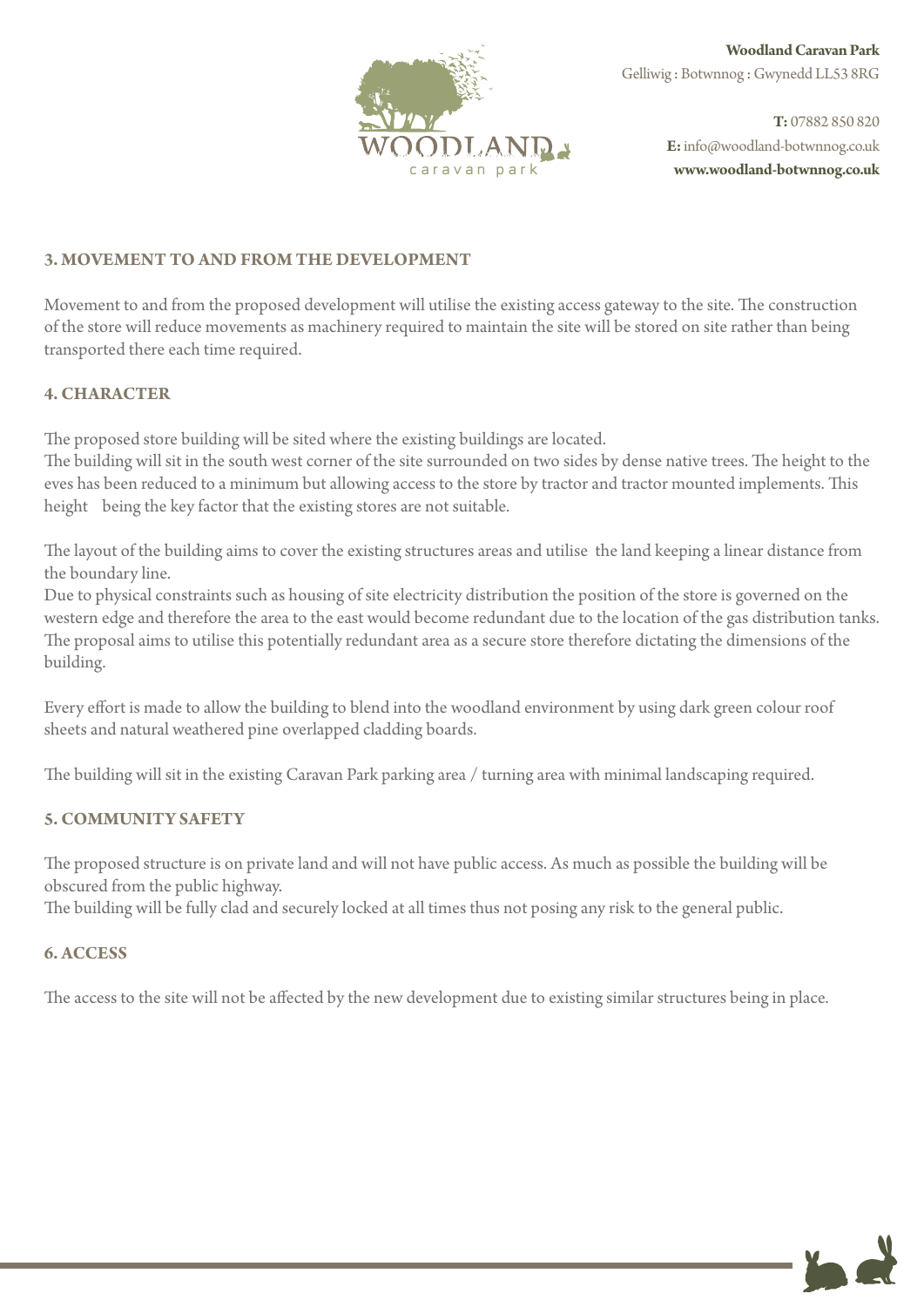**Woodland Caravan Park**
Gelliwig : Botwnnog : Gwynedd LL53 8RG

**T:** 07882 850 820
**E:** info@woodland-botwnnog.co.uk
**www.woodland-botwnnog.co.uk**

## 3. MOVEMENT TO AND FROM THE DEVELOPMENT

Movement to and from the proposed development will utilise the existing access gateway to the site. The construction of the store will reduce movements as machinery required to maintain the site will be stored on site rather than being transported there each time required.

## 4. CHARACTER

The proposed store building will be sited where the existing buildings are located.
The building will sit in the south west corner of the site surrounded on two sides by dense native trees. The height to the eves has been reduced to a minimum but allowing access to the store by tractor and tractor mounted implements. This height being the key factor that the existing stores are not suitable.

The layout of the building aims to cover the existing structures areas and utilise the land keeping a linear distance from the boundary line.
Due to physical constraints such as housing of site electricity distribution the position of the store is governed on the western edge and therefore the area to the east would become redundant due to the location of the gas distribution tanks. The proposal aims to utilise this potentially redundant area as a secure store therefore dictating the dimensions of the building.

Every effort is made to allow the building to blend into the woodland environment by using dark green colour roof sheets and natural weathered pine overlapped cladding boards.

The building will sit in the existing Caravan Park parking area / turning area with minimal landscaping required.

## 5. COMMUNITY SAFETY

The proposed structure is on private land and will not have public access. As much as possible the building will be obscured from the public highway.
The building will be fully clad and securely locked at all times thus not posing any risk to the general public.

## 6. ACCESS

The access to the site will not be affected by the new development due to existing similar structures being in place.